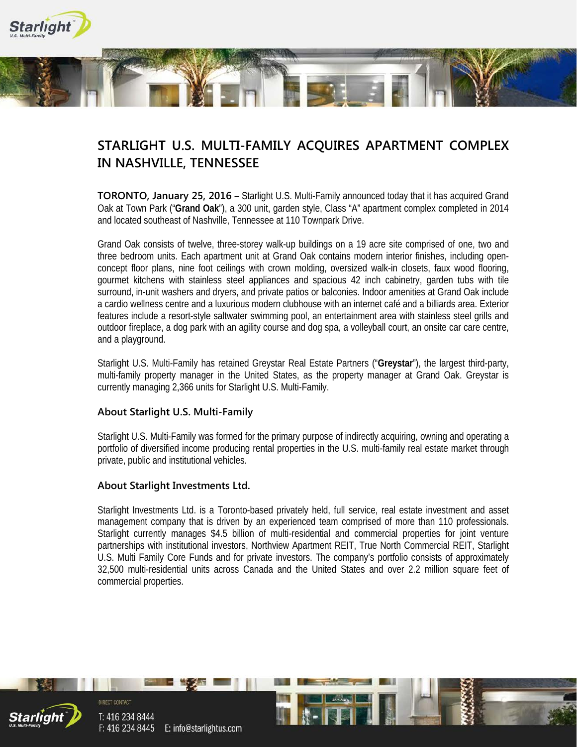# STARLIGHT U.S. MULTI-FAMILY ACQUIRES APARTMENT COMPLEX IN NASHVILLE, TENNESSEE

**TORONTO, January 25, 2016** – Starlight U.S. Multi-Family announced today that it has acquired Grand Oak at Town Park ("**Grand Oak**"), a 300 unit, garden style, Class "A" apartment complex completed in 2014 and located southeast of Nashville, Tennessee at 110 Townpark Drive.

Grand Oak consists of twelve, three-storey walk-up buildings on a 19 acre site comprised of one, two and three bedroom units. Each apartment unit at Grand Oak contains modern interior finishes, including open-concept floor plans, nine foot ceilings with crown molding, oversized walk-in closets, faux wood flooring, gourmet kitchens with stainless steel appliances and spacious 42 inch cabinetry, garden tubs with tile surround, in-unit washers and dryers, and private patios or balconies. Indoor amenities at Grand Oak include a cardio wellness centre and a luxurious modern clubhouse with an internet café and a billiards area. Exterior features include a resort-style saltwater swimming pool, an entertainment area with stainless steel grills and outdoor fireplace, a dog park with an agility course and dog spa, a volleyball court, an onsite car care centre, and a playground.

Starlight U.S. Multi-Family has retained Greystar Real Estate Partners ("**Greystar**"), the largest third-party, multi-family property manager in the United States, as the property manager at Grand Oak. Greystar is currently managing 2,366 units for Starlight U.S. Multi-Family.

### About Starlight U.S. Multi-Family

Starlight U.S. Multi-Family was formed for the primary purpose of indirectly acquiring, owning and operating a portfolio of diversified income producing rental properties in the U.S. multi-family real estate market through private, public and institutional vehicles.

### About Starlight Investments Ltd.

Starlight Investments Ltd. is a Toronto-based privately held, full service, real estate investment and asset management company that is driven by an experienced team comprised of more than 110 professionals. Starlight currently manages $4.5 billion of multi-residential and commercial properties for joint venture partnerships with institutional investors, Northview Apartment REIT, True North Commercial REIT, Starlight U.S. Multi Family Core Funds and for private investors. The company's portfolio consists of approximately 32,500 multi-residential units across Canada and the United States and over 2.2 million square feet of commercial properties.

DIRECT CONTACT

T: 416 234 8444
F: 416 234 8445 E: info@starlightus.com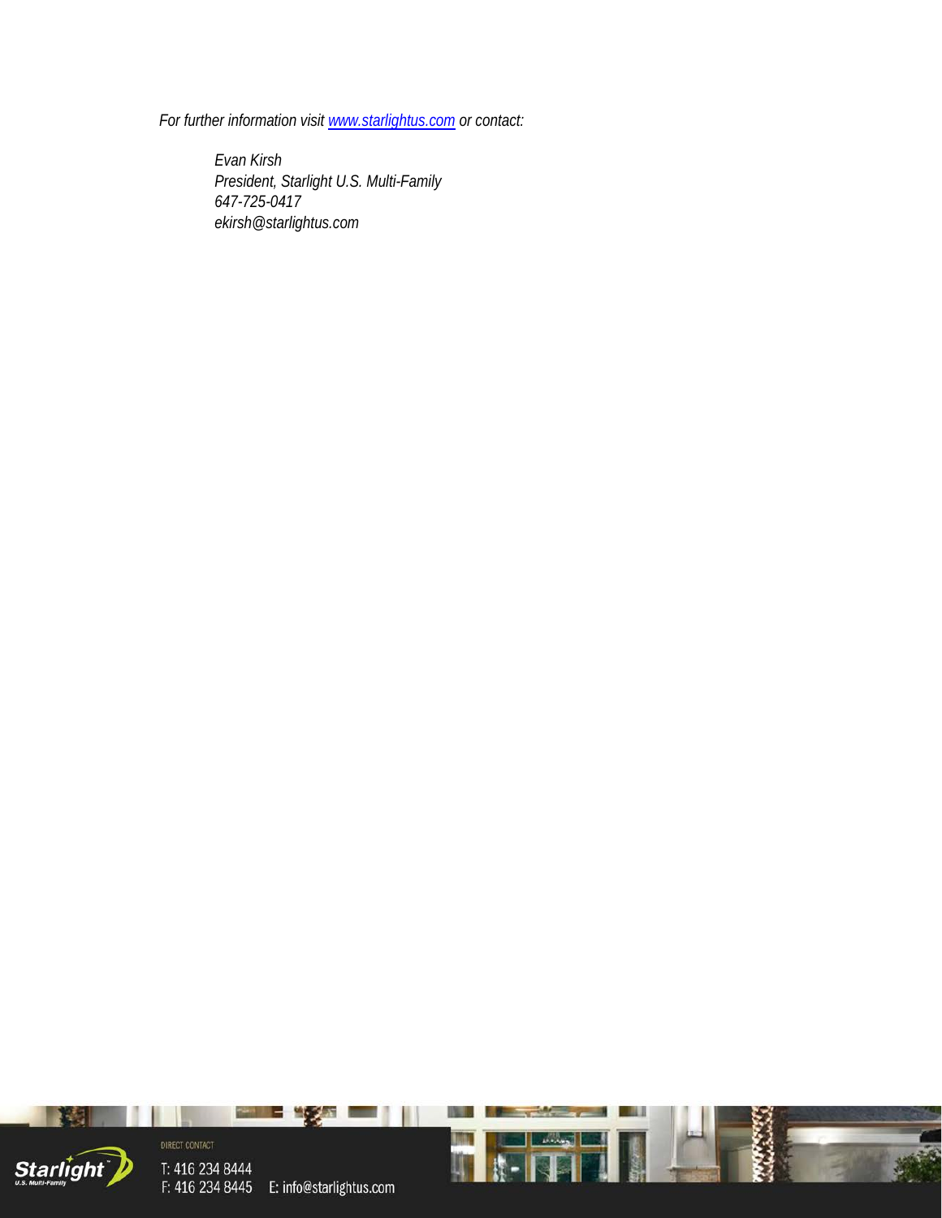*For further information visit [www.starlightus.com](http://www.starlightus.com) or contact:*

*Evan Kirsh*
*President, Starlight U.S. Multi-Family*
*647-725-0417*
*ekirsh@starlightus.com*

DIRECT CONTACT

T: 416 234 8444
F: 416 234 8445 E: info@starlightus.com